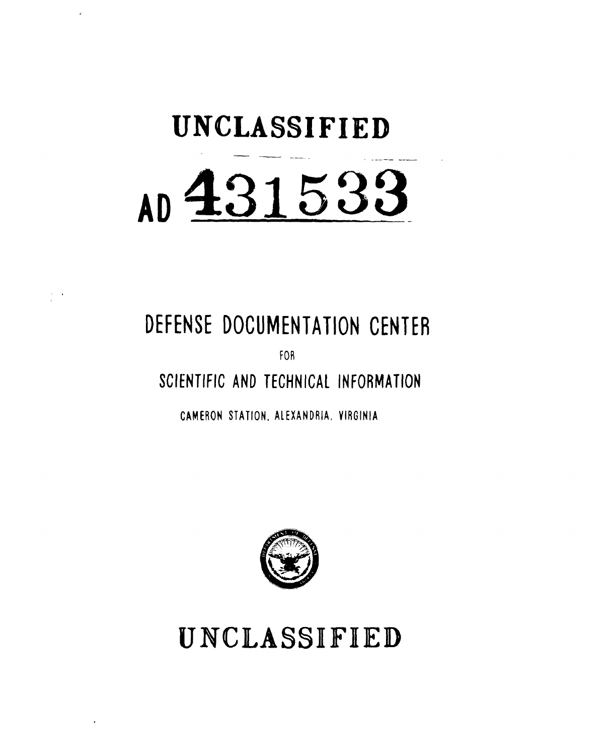# UNCLASSIFIED

# AD 431533

## DEFENSE DOCUMENTATION CENTER

FOR

SCIENTIFIC AND TECHNICAL INFORMATION

CAMERON STATION, ALEXANDRIA, VIRGINIA

# UNCLASSIFIED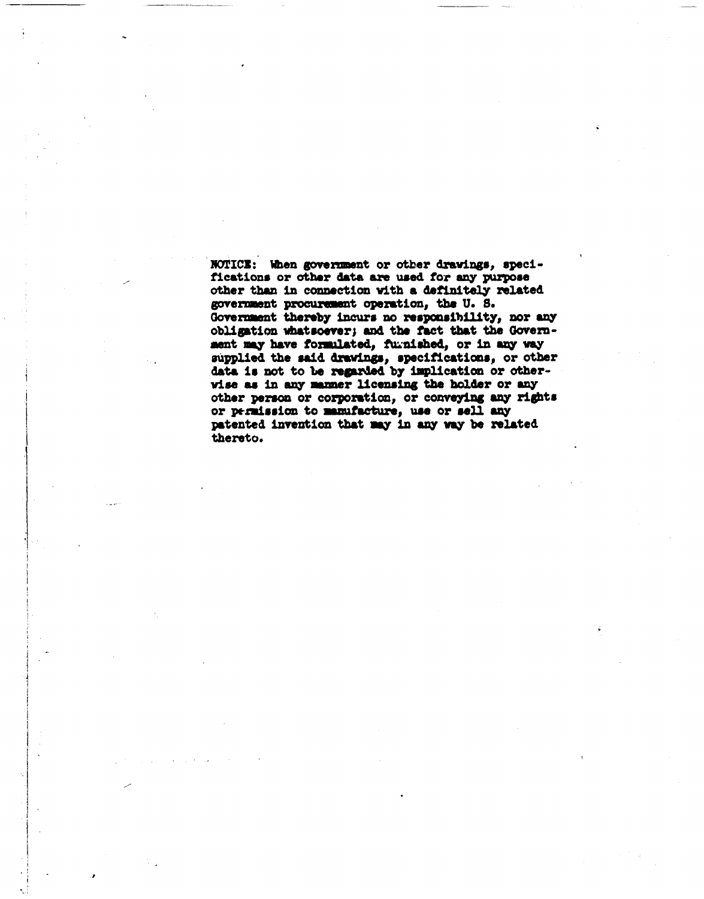NOTICE: When government or other drawings, specifications or other data are used for any purpose other than in connection with a definitely related government procurement operation, the U. S. Government thereby incurs no responsibility, nor any obligation whatsoever; and the fact that the Government may have formulated, furnished, or in any way supplied the said drawings, specifications, or other data is not to be regarded by implication or otherwise as in any manner licensing the holder or any other person or corporation, or conveying any rights or permission to manufacture, use or sell any patented invention that may in any way be related thereto.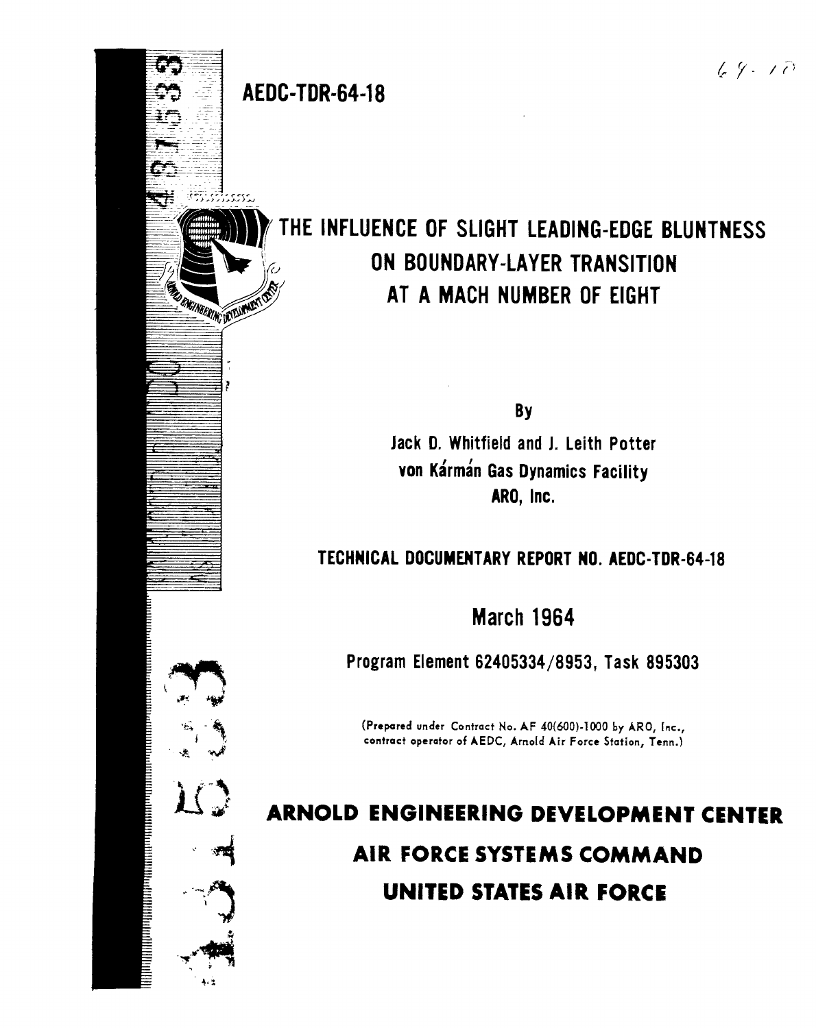AEDC-TDR-64-18

# THE INFLUENCE OF SLIGHT LEADING-EDGE BLUNTNESS ON BOUNDARY-LAYER TRANSITION AT A MACH NUMBER OF EIGHT

By

Jack D. Whitfield and J. Leith Potter
von Kármán Gas Dynamics Facility
ARO, Inc.

**TECHNICAL DOCUMENTARY REPORT NO. AEDC-TDR-64-18**

## March 1964

Program Element 62405334/8953, Task 895303

(Prepared under Contract No. AF 40(600)-1000 by ARO, Inc., contract operator of AEDC, Arnold Air Force Station, Tenn.)

**ARNOLD ENGINEERING DEVELOPMENT CENTER**

**AIR FORCE SYSTEMS COMMAND**

**UNITED STATES AIR FORCE**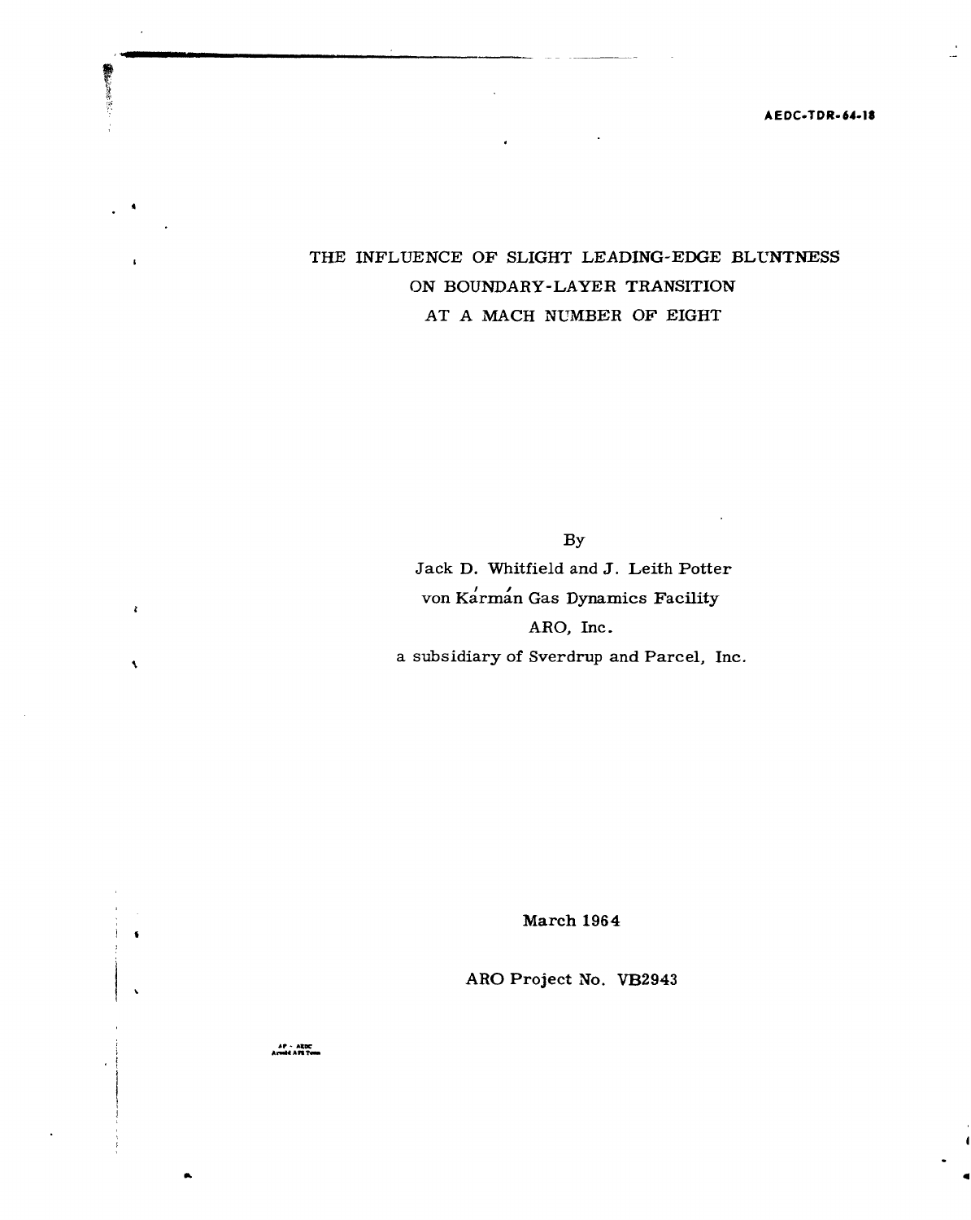AEDC-TDR-64-18

# THE INFLUENCE OF SLIGHT LEADING-EDGE BLUNTNESS ON BOUNDARY-LAYER TRANSITION AT A MACH NUMBER OF EIGHT

By

Jack D. Whitfield and J. Leith Potter

von Kármán Gas Dynamics Facility

ARO, Inc.

a subsidiary of Sverdrup and Parcel, Inc.

March 1964

ARO Project No. VB2943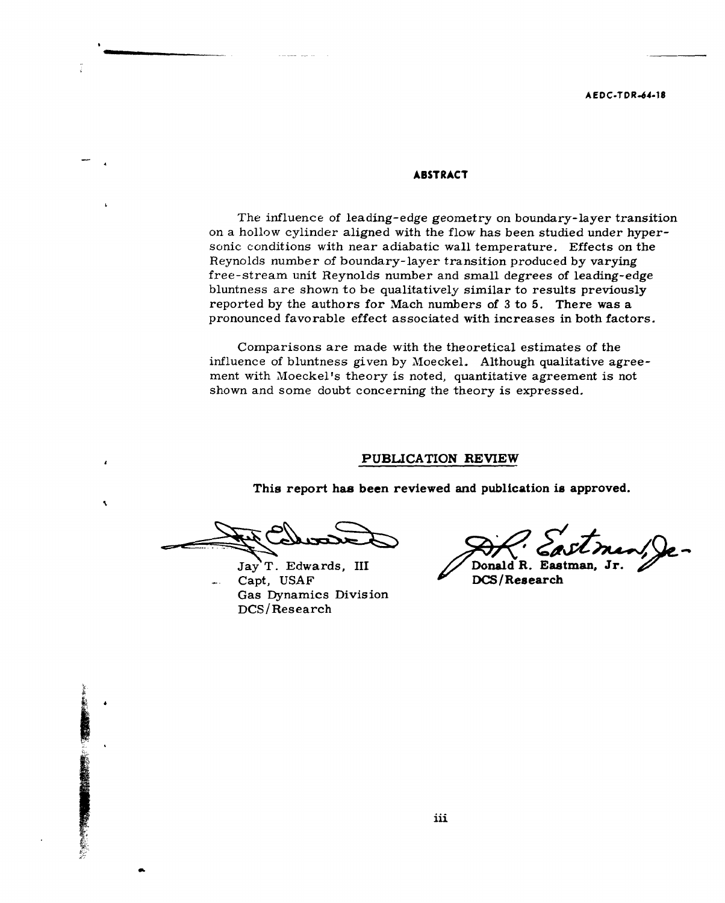## ABSTRACT

The influence of leading-edge geometry on boundary-layer transition on a hollow cylinder aligned with the flow has been studied under hypersonic conditions with near adiabatic wall temperature. Effects on the Reynolds number of boundary-layer transition produced by varying free-stream unit Reynolds number and small degrees of leading-edge bluntness are shown to be qualitatively similar to results previously reported by the authors for Mach numbers of 3 to 5. There was a pronounced favorable effect associated with increases in both factors.

Comparisons are made with the theoretical estimates of the influence of bluntness given by Moeckel. Although qualitative agreement with Moeckel's theory is noted, quantitative agreement is not shown and some doubt concerning the theory is expressed.

## PUBLICATION REVIEW

**This report has been reviewed and publication is approved.**

Jay T. Edwards, III
Capt, USAF
Gas Dynamics Division
DCS/Research

**Donald R. Eastman, Jr.**
**DCS/Research**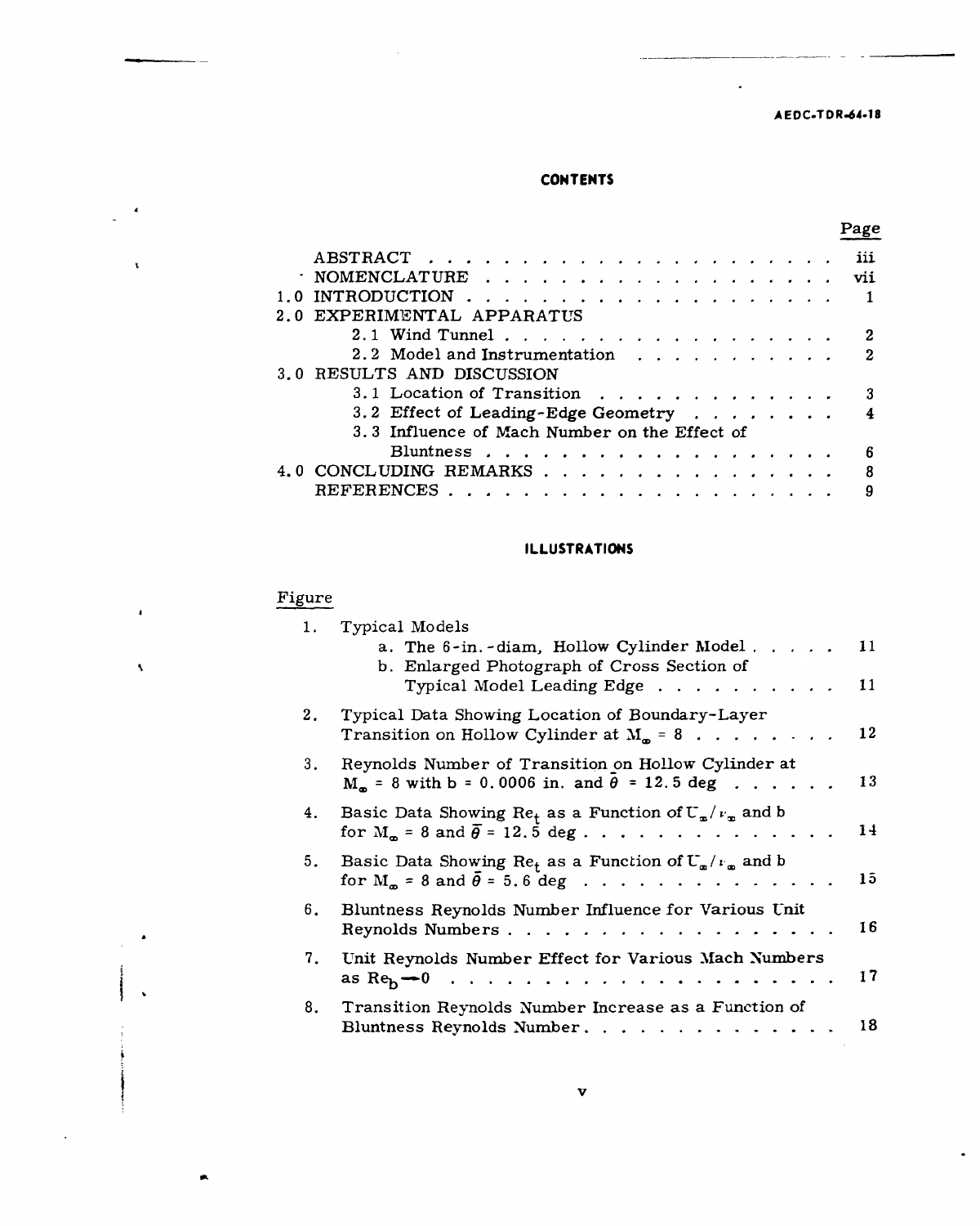## CONTENTS

| | | Page |
|---|---|---|
| | ABSTRACT | iii |
| | NOMENCLATURE | vii |
| 1.0 | INTRODUCTION | 1 |
| 2.0 | EXPERIMENTAL APPARATUS | |
| | 2.1 Wind Tunnel | 2 |
| | 2.2 Model and Instrumentation | 2 |
| 3.0 | RESULTS AND DISCUSSION | |
| | 3.1 Location of Transition | 3 |
| | 3.2 Effect of Leading-Edge Geometry | 4 |
| | 3.3 Influence of Mach Number on the Effect of Bluntness | 6 |
| 4.0 | CONCLUDING REMARKS | 8 |
| | REFERENCES | 9 |

## ILLUSTRATIONS

| Figure | | |
|---|---|---|
| 1. | Typical Models | |
| | a. The 6-in.-diam, Hollow Cylinder Model | 11 |
| | b. Enlarged Photograph of Cross Section of Typical Model Leading Edge | 11 |
| 2. | Typical Data Showing Location of Boundary-Layer Transition on Hollow Cylinder at $M_\infty = 8$ | 12 |
| 3. | Reynolds Number of Transition on Hollow Cylinder at $M_\infty = 8$ with b = 0.0006 in. and $\bar{\theta} = 12.5$ deg | 13 |
| 4. | Basic Data Showing $Re_t$ as a Function of $U_\infty/\nu_\infty$ and b for $M_\infty = 8$ and $\bar{\theta} = 12.5$ deg | 14 |
| 5. | Basic Data Showing $Re_t$ as a Function of $U_\infty/\nu_\infty$ and b for $M_\infty = 8$ and $\bar{\theta} = 5.6$ deg | 15 |
| 6. | Bluntness Reynolds Number Influence for Various Unit Reynolds Numbers | 16 |
| 7. | Unit Reynolds Number Effect for Various Mach Numbers as $Re_b \rightarrow 0$ | 17 |
| 8. | Transition Reynolds Number Increase as a Function of Bluntness Reynolds Number | 18 |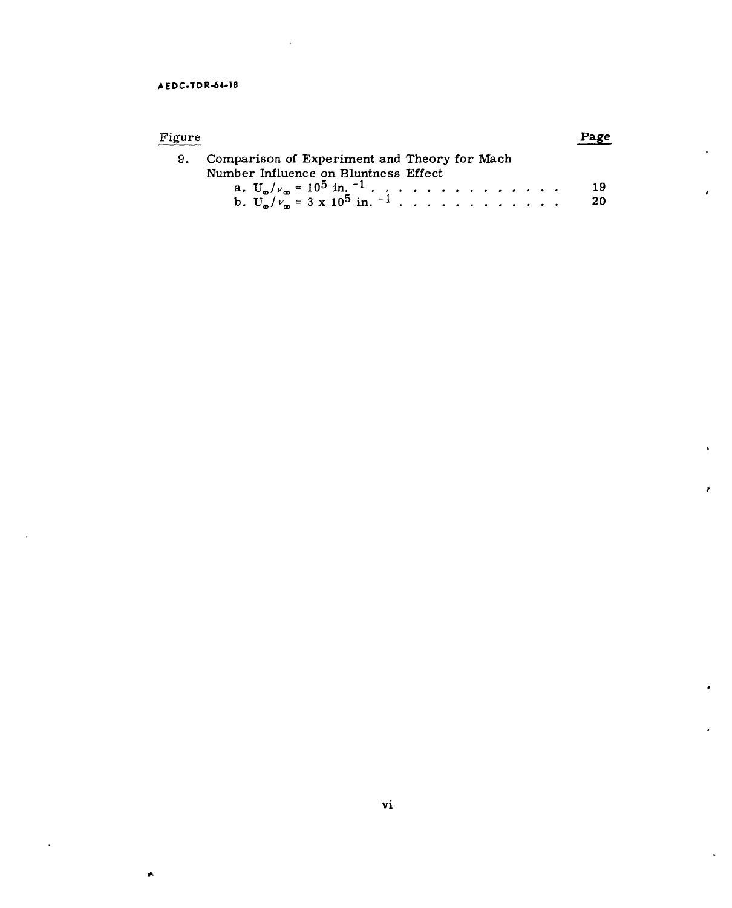| Figure | | Page |
|---|---|---|
| 9. | Comparison of Experiment and Theory for Mach Number Influence on Bluntness Effect | |
| | a. $U_\infty/\nu_\infty = 10^5$ in.$^{-1}$ . . . . . . . . . . . . . . | 19 |
| | b. $U_\infty/\nu_\infty = 3 \times 10^5$ in.$^{-1}$ . . . . . . . . . . . . | 20 |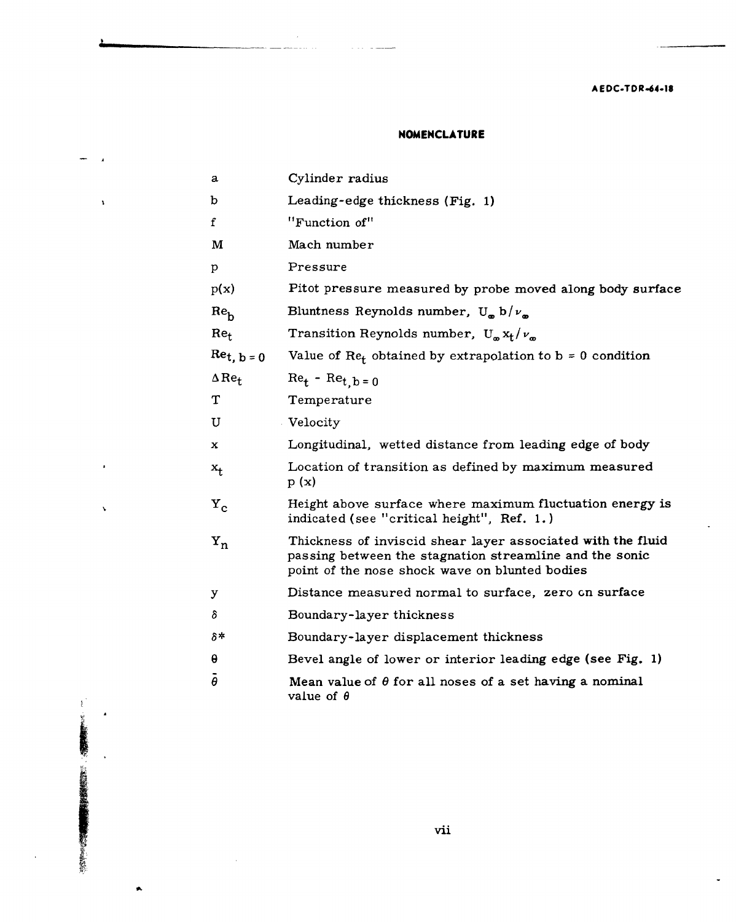## NOMENCLATURE

| | |
|---|---|
| $a$ | Cylinder radius |
| $b$ | Leading-edge thickness (Fig. 1) |
| $f$ | "Function of" |
| $M$ | Mach number |
| $p$ | Pressure |
| $p(x)$ | Pitot pressure measured by probe moved along body surface |
| $Re_b$ | Bluntness Reynolds number, $U_\infty b/\nu_\infty$ |
| $Re_t$ | Transition Reynolds number, $U_\infty x_t/\nu_\infty$ |
| $Re_{t,\, b=0}$ | Value of $Re_t$ obtained by extrapolation to $b = 0$ condition |
| $\Delta Re_t$ | $Re_t - Re_{t,b=0}$ |
| $T$ | Temperature |
| $U$ | Velocity |
| $x$ | Longitudinal, wetted distance from leading edge of body |
| $x_t$ | Location of transition as defined by maximum measured $p(x)$ |
| $Y_c$ | Height above surface where maximum fluctuation energy is indicated (see "critical height", Ref. 1.) |
| $Y_n$ | Thickness of inviscid shear layer associated with the fluid passing between the stagnation streamline and the sonic point of the nose shock wave on blunted bodies |
| $y$ | Distance measured normal to surface, zero on surface |
| $\delta$ | Boundary-layer thickness |
| $\delta^*$ | Boundary-layer displacement thickness |
| $\theta$ | Bevel angle of lower or interior leading edge (see Fig. 1) |
| $\bar{\theta}$ | Mean value of $\theta$ for all noses of a set having a nominal value of $\theta$ |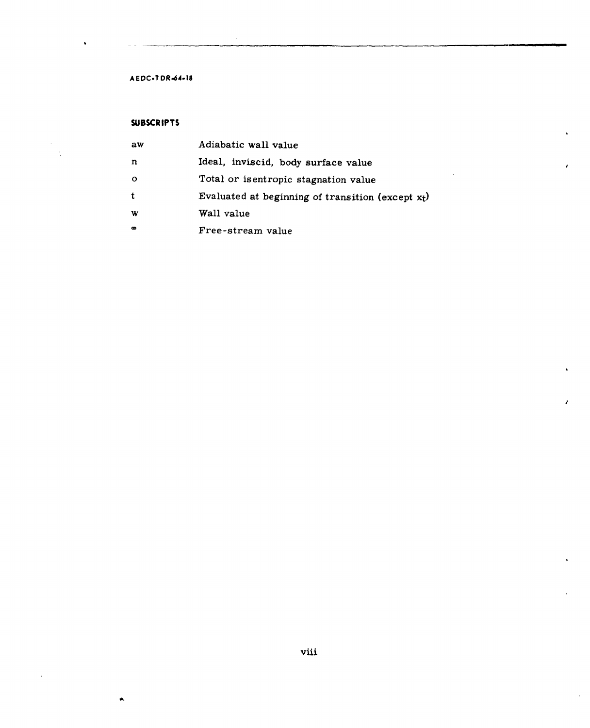### SUBSCRIPTS

| | |
|---|---|
| aw | Adiabatic wall value |
| n | Ideal, inviscid, body surface value |
| o | Total or isentropic stagnation value |
| t | Evaluated at beginning of transition (except $x_t$) |
| w | Wall value |
| $\infty$ | Free-stream value |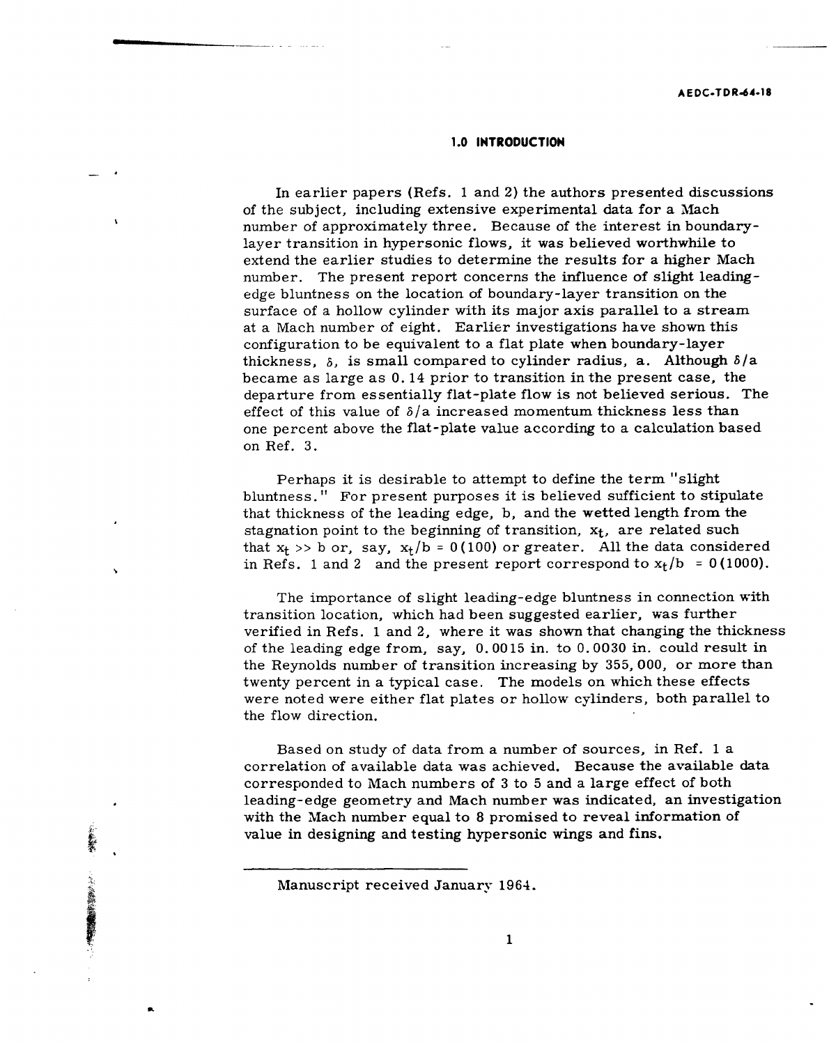## 1.0 INTRODUCTION

In earlier papers (Refs. 1 and 2) the authors presented discussions of the subject, including extensive experimental data for a Mach number of approximately three. Because of the interest in boundary-layer transition in hypersonic flows, it was believed worthwhile to extend the earlier studies to determine the results for a higher Mach number. The present report concerns the influence of slight leading-edge bluntness on the location of boundary-layer transition on the surface of a hollow cylinder with its major axis parallel to a stream at a Mach number of eight. Earlier investigations have shown this configuration to be equivalent to a flat plate when boundary-layer thickness, $\delta$, is small compared to cylinder radius, a. Although $\delta/a$ became as large as 0.14 prior to transition in the present case, the departure from essentially flat-plate flow is not believed serious. The effect of this value of $\delta/a$ increased momentum thickness less than one percent above the flat-plate value according to a calculation based on Ref. 3.

Perhaps it is desirable to attempt to define the term "slight bluntness." For present purposes it is believed sufficient to stipulate that thickness of the leading edge, b, and the wetted length from the stagnation point to the beginning of transition, $x_t$, are related such that $x_t >> b$ or, say, $x_t/b = 0(100)$ or greater. All the data considered in Refs. 1 and 2 and the present report correspond to $x_t/b = 0(1000)$.

The importance of slight leading-edge bluntness in connection with transition location, which had been suggested earlier, was further verified in Refs. 1 and 2, where it was shown that changing the thickness of the leading edge from, say, 0.0015 in. to 0.0030 in. could result in the Reynolds number of transition increasing by 355,000, or more than twenty percent in a typical case. The models on which these effects were noted were either flat plates or hollow cylinders, both parallel to the flow direction.

Based on study of data from a number of sources, in Ref. 1 a correlation of available data was achieved. Because the available data corresponded to Mach numbers of 3 to 5 and a large effect of both leading-edge geometry and Mach number was indicated, an investigation with the Mach number equal to 8 promised to reveal information of value in designing and testing hypersonic wings and fins.

---

Manuscript received January 1964.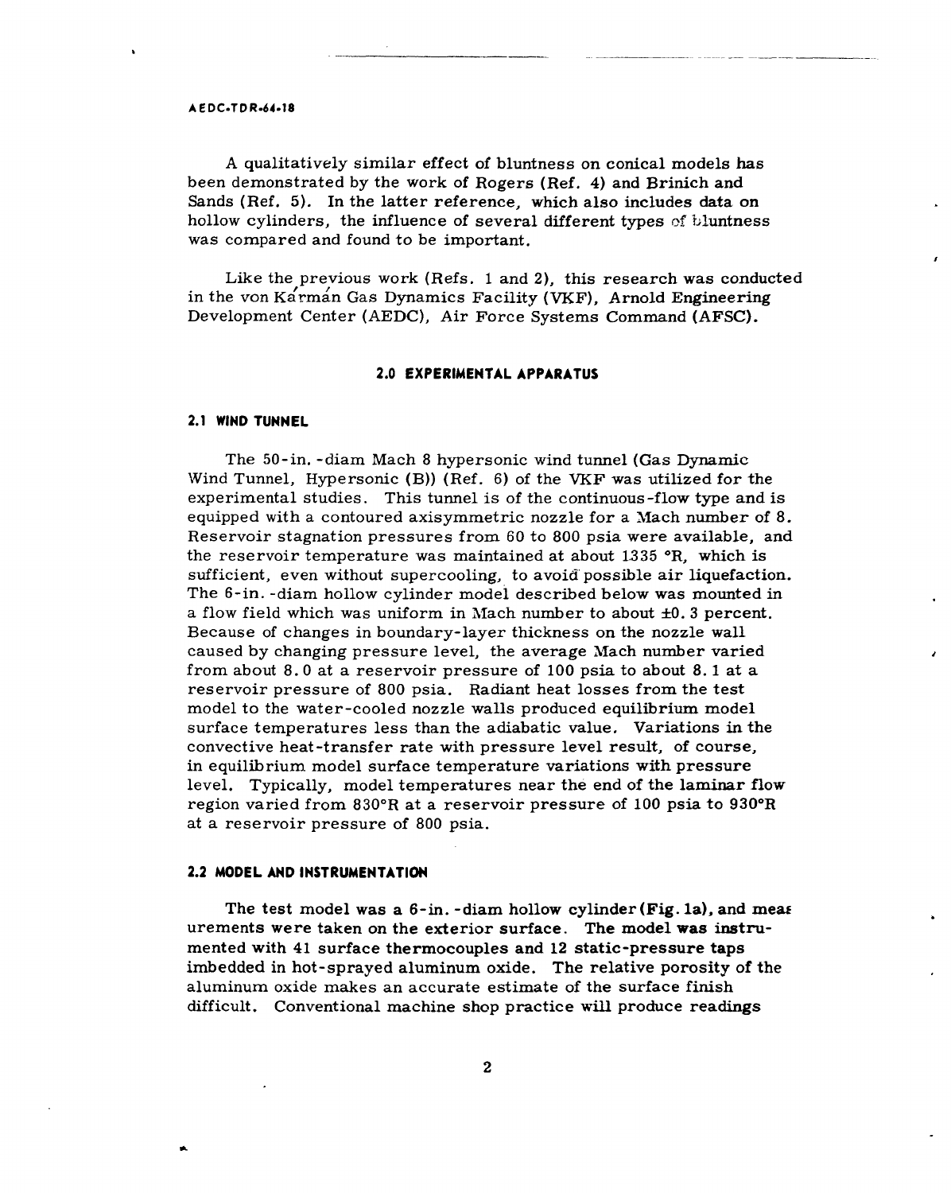A qualitatively similar effect of bluntness on conical models has been demonstrated by the work of Rogers (Ref. 4) and Brinich and Sands (Ref. 5). In the latter reference, which also includes data on hollow cylinders, the influence of several different types of bluntness was compared and found to be important.

Like the previous work (Refs. 1 and 2), this research was conducted in the von Kármán Gas Dynamics Facility (VKF), Arnold Engineering Development Center (AEDC), Air Force Systems Command (AFSC).

## 2.0 EXPERIMENTAL APPARATUS

### 2.1 WIND TUNNEL

The 50-in.-diam Mach 8 hypersonic wind tunnel (Gas Dynamic Wind Tunnel, Hypersonic (B)) (Ref. 6) of the VKF was utilized for the experimental studies. This tunnel is of the continuous-flow type and is equipped with a contoured axisymmetric nozzle for a Mach number of 8. Reservoir stagnation pressures from 60 to 800 psia were available, and the reservoir temperature was maintained at about 1335 °R, which is sufficient, even without supercooling, to avoid possible air liquefaction. The 6-in.-diam hollow cylinder model described below was mounted in a flow field which was uniform in Mach number to about ±0.3 percent. Because of changes in boundary-layer thickness on the nozzle wall caused by changing pressure level, the average Mach number varied from about 8.0 at a reservoir pressure of 100 psia to about 8.1 at a reservoir pressure of 800 psia. Radiant heat losses from the test model to the water-cooled nozzle walls produced equilibrium model surface temperatures less than the adiabatic value. Variations in the convective heat-transfer rate with pressure level result, of course, in equilibrium model surface temperature variations with pressure level. Typically, model temperatures near the end of the laminar flow region varied from 830°R at a reservoir pressure of 100 psia to 930°R at a reservoir pressure of 800 psia.

### 2.2 MODEL AND INSTRUMENTATION

The test model was a 6-in.-diam hollow cylinder (Fig. 1a), and measurements were taken on the exterior surface. The model was instrumented with 41 surface thermocouples and 12 static-pressure taps imbedded in hot-sprayed aluminum oxide. The relative porosity of the aluminum oxide makes an accurate estimate of the surface finish difficult. Conventional machine shop practice will produce readings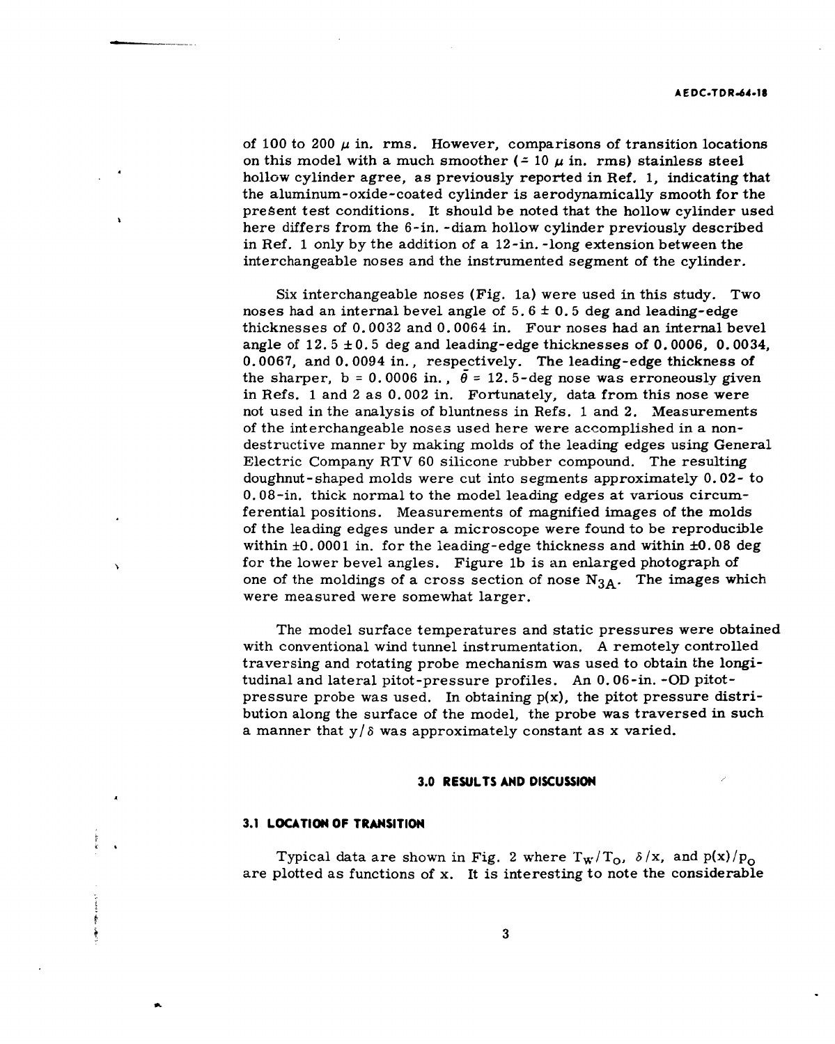of 100 to 200 $\mu$ in. rms. However, comparisons of transition locations on this model with a much smoother ($\approx$ 10 $\mu$ in. rms) stainless steel hollow cylinder agree, as previously reported in Ref. 1, indicating that the aluminum-oxide-coated cylinder is aerodynamically smooth for the present test conditions. It should be noted that the hollow cylinder used here differs from the 6-in.-diam hollow cylinder previously described in Ref. 1 only by the addition of a 12-in.-long extension between the interchangeable noses and the instrumented segment of the cylinder.

Six interchangeable noses (Fig. 1a) were used in this study. Two noses had an internal bevel angle of 5.6 ± 0.5 deg and leading-edge thicknesses of 0.0032 and 0.0064 in. Four noses had an internal bevel angle of 12.5 ±0.5 deg and leading-edge thicknesses of 0.0006, 0.0034, 0.0067, and 0.0094 in., respectively. The leading-edge thickness of the sharper, b = 0.0006 in., $\bar{\theta}$ = 12.5-deg nose was erroneously given in Refs. 1 and 2 as 0.002 in. Fortunately, data from this nose were not used in the analysis of bluntness in Refs. 1 and 2. Measurements of the interchangeable noses used here were accomplished in a non-destructive manner by making molds of the leading edges using General Electric Company RTV 60 silicone rubber compound. The resulting doughnut-shaped molds were cut into segments approximately 0.02- to 0.08-in. thick normal to the model leading edges at various circumferential positions. Measurements of magnified images of the molds of the leading edges under a microscope were found to be reproducible within ±0.0001 in. for the leading-edge thickness and within ±0.08 deg for the lower bevel angles. Figure 1b is an enlarged photograph of one of the moldings of a cross section of nose $N_{3A}$. The images which were measured were somewhat larger.

The model surface temperatures and static pressures were obtained with conventional wind tunnel instrumentation. A remotely controlled traversing and rotating probe mechanism was used to obtain the longitudinal and lateral pitot-pressure profiles. An 0.06-in.-OD pitot-pressure probe was used. In obtaining p(x), the pitot pressure distribution along the surface of the model, the probe was traversed in such a manner that $y/\delta$ was approximately constant as x varied.

## 3.0 RESULTS AND DISCUSSION

### 3.1 LOCATION OF TRANSITION

Typical data are shown in Fig. 2 where $T_w/T_o$, $\delta/x$, and $p(x)/p_o$ are plotted as functions of x. It is interesting to note the considerable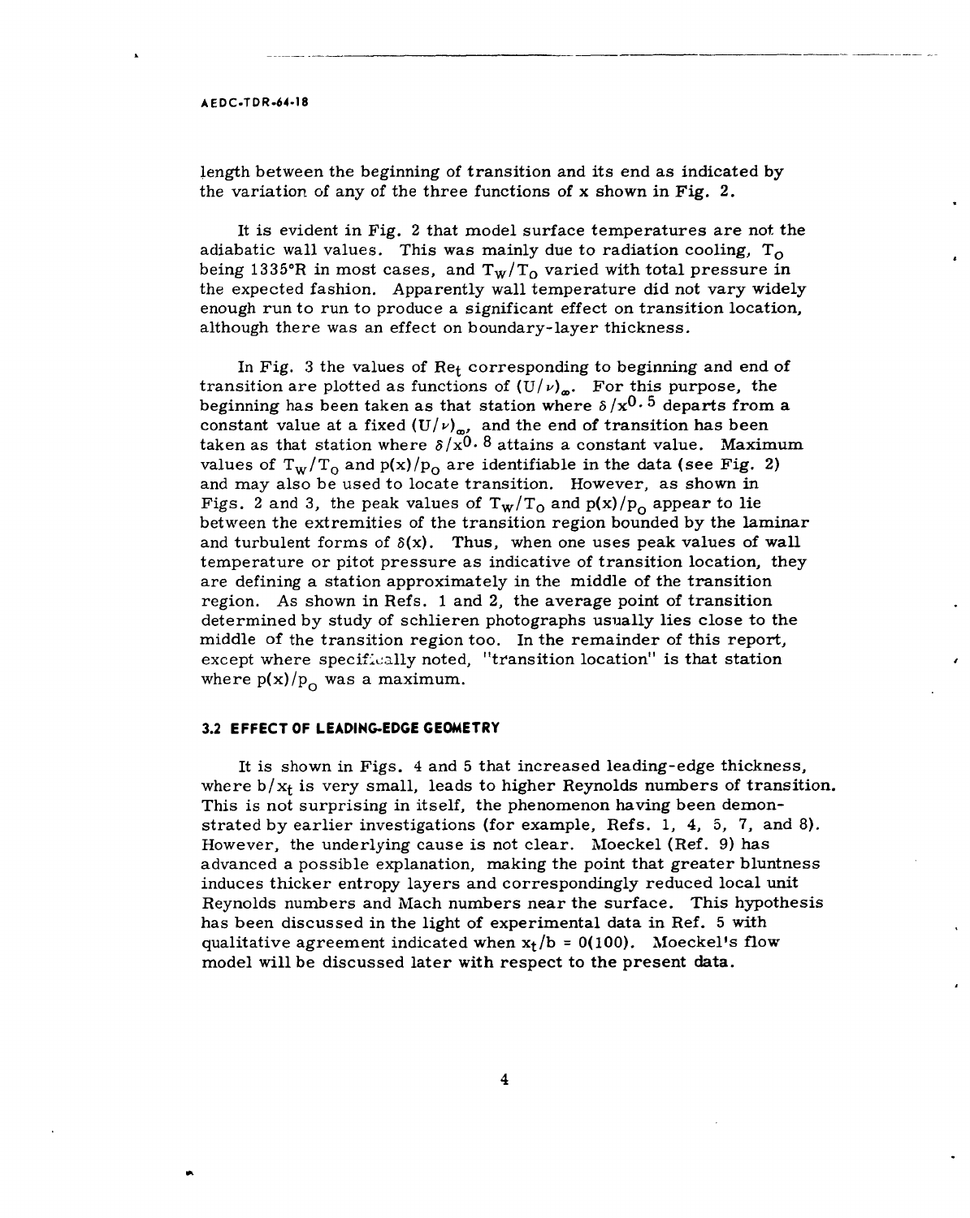length between the beginning of transition and its end as indicated by the variation of any of the three functions of x shown in Fig. 2.

It is evident in Fig. 2 that model surface temperatures are not the adiabatic wall values. This was mainly due to radiation cooling, $T_o$ being 1335°R in most cases, and $T_w/T_o$ varied with total pressure in the expected fashion. Apparently wall temperature did not vary widely enough run to run to produce a significant effect on transition location, although there was an effect on boundary-layer thickness.

In Fig. 3 the values of $Re_t$ corresponding to beginning and end of transition are plotted as functions of $(U/\nu)_\infty$. For this purpose, the beginning has been taken as that station where $\delta/x^{0.5}$ departs from a constant value at a fixed $(U/\nu)_\infty$, and the end of transition has been taken as that station where $\delta/x^{0.8}$ attains a constant value. Maximum values of $T_w/T_o$ and $p(x)/p_o$ are identifiable in the data (see Fig. 2) and may also be used to locate transition. However, as shown in Figs. 2 and 3, the peak values of $T_w/T_o$ and $p(x)/p_o$ appear to lie between the extremities of the transition region bounded by the laminar and turbulent forms of $\delta(x)$. Thus, when one uses peak values of wall temperature or pitot pressure as indicative of transition location, they are defining a station approximately in the middle of the transition region. As shown in Refs. 1 and 2, the average point of transition determined by study of schlieren photographs usually lies close to the middle of the transition region too. In the remainder of this report, except where specifically noted, "transition location" is that station where $p(x)/p_o$ was a maximum.

### 3.2 EFFECT OF LEADING-EDGE GEOMETRY

It is shown in Figs. 4 and 5 that increased leading-edge thickness, where $b/x_t$ is very small, leads to higher Reynolds numbers of transition. This is not surprising in itself, the phenomenon having been demonstrated by earlier investigations (for example, Refs. 1, 4, 5, 7, and 8). However, the underlying cause is not clear. Moeckel (Ref. 9) has advanced a possible explanation, making the point that greater bluntness induces thicker entropy layers and correspondingly reduced local unit Reynolds numbers and Mach numbers near the surface. This hypothesis has been discussed in the light of experimental data in Ref. 5 with qualitative agreement indicated when $x_t/b = 0(100)$. Moeckel's flow model will be discussed later with respect to the present data.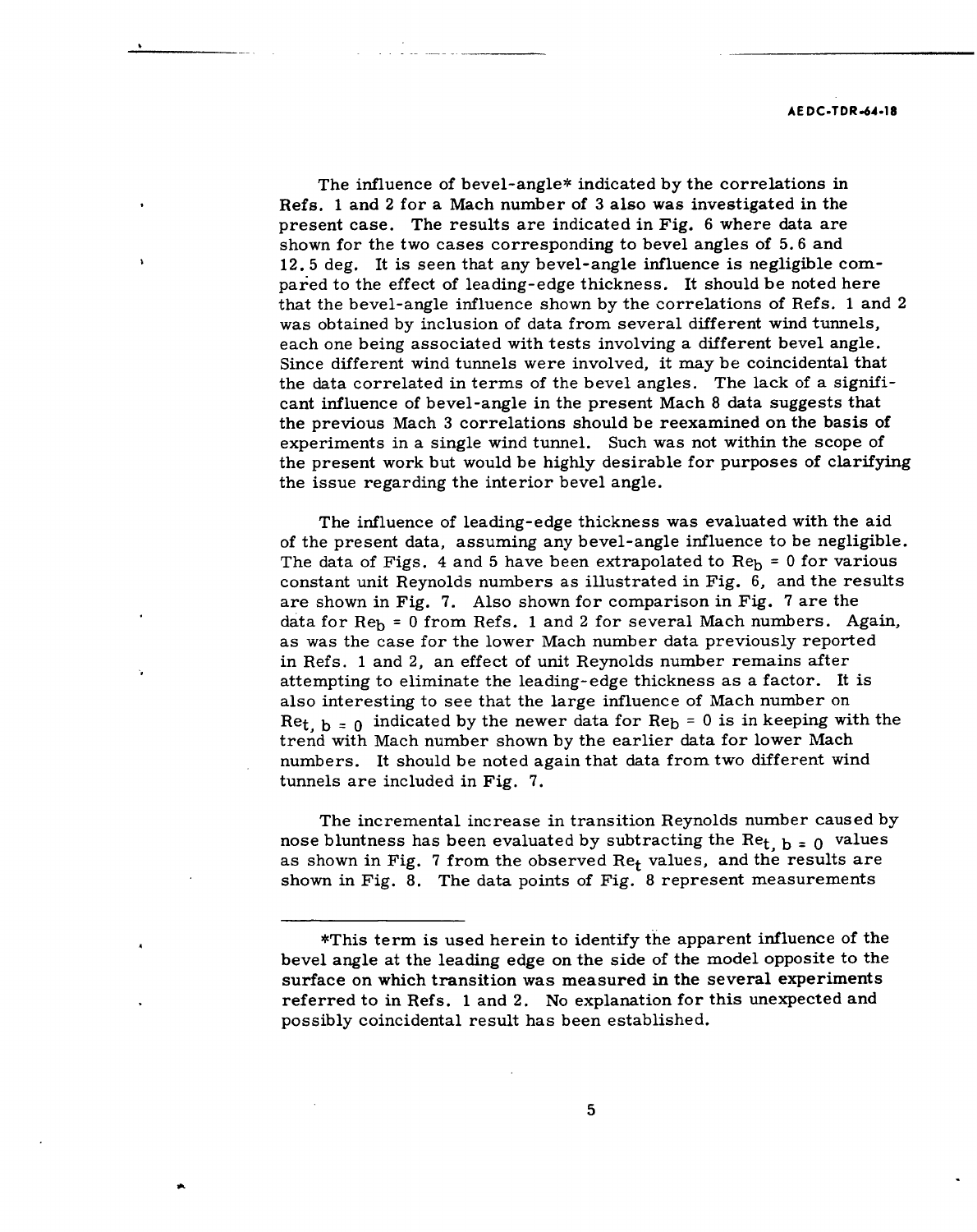The influence of bevel-angle* indicated by the correlations in Refs. 1 and 2 for a Mach number of 3 also was investigated in the present case. The results are indicated in Fig. 6 where data are shown for the two cases corresponding to bevel angles of 5.6 and 12.5 deg. It is seen that any bevel-angle influence is negligible compared to the effect of leading-edge thickness. It should be noted here that the bevel-angle influence shown by the correlations of Refs. 1 and 2 was obtained by inclusion of data from several different wind tunnels, each one being associated with tests involving a different bevel angle. Since different wind tunnels were involved, it may be coincidental that the data correlated in terms of the bevel angles. The lack of a significant influence of bevel-angle in the present Mach 8 data suggests that the previous Mach 3 correlations should be reexamined on the basis of experiments in a single wind tunnel. Such was not within the scope of the present work but would be highly desirable for purposes of clarifying the issue regarding the interior bevel angle.

The influence of leading-edge thickness was evaluated with the aid of the present data, assuming any bevel-angle influence to be negligible. The data of Figs. 4 and 5 have been extrapolated to $Re_b = 0$ for various constant unit Reynolds numbers as illustrated in Fig. 6, and the results are shown in Fig. 7. Also shown for comparison in Fig. 7 are the data for $Re_b = 0$ from Refs. 1 and 2 for several Mach numbers. Again, as was the case for the lower Mach number data previously reported in Refs. 1 and 2, an effect of unit Reynolds number remains after attempting to eliminate the leading-edge thickness as a factor. It is also interesting to see that the large influence of Mach number on $Re_{t,\,b=0}$ indicated by the newer data for $Re_b = 0$ is in keeping with the trend with Mach number shown by the earlier data for lower Mach numbers. It should be noted again that data from two different wind tunnels are included in Fig. 7.

The incremental increase in transition Reynolds number caused by nose bluntness has been evaluated by subtracting the $Re_{t,\,b=0}$ values as shown in Fig. 7 from the observed $Re_t$ values, and the results are shown in Fig. 8. The data points of Fig. 8 represent measurements

---

*This term is used herein to identify the apparent influence of the bevel angle at the leading edge on the side of the model opposite to the surface on which transition was measured in the several experiments referred to in Refs. 1 and 2. No explanation for this unexpected and possibly coincidental result has been established.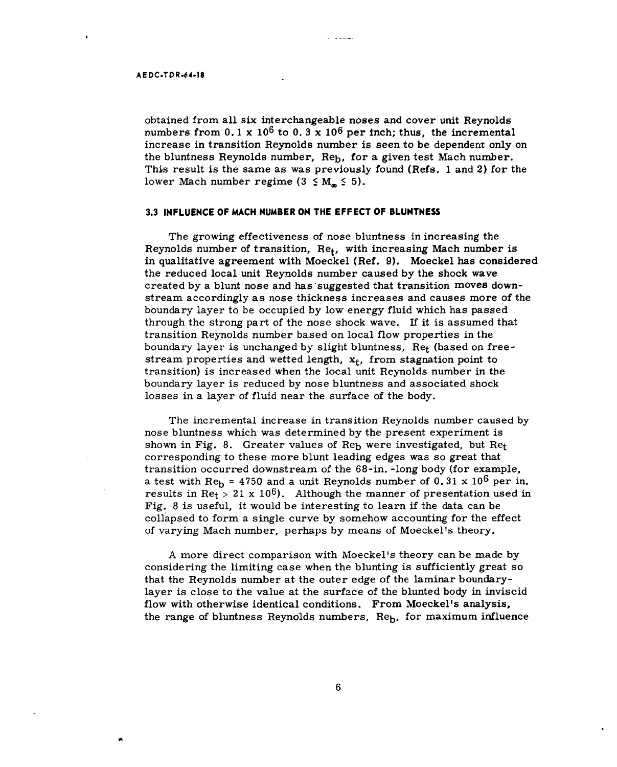obtained from all six interchangeable noses and cover unit Reynolds numbers from $0.1 \times 10^6$ to $0.3 \times 10^6$ per inch; thus, the incremental increase in transition Reynolds number is seen to be dependent only on the bluntness Reynolds number, $Re_b$, for a given test Mach number. This result is the same as was previously found (Refs. 1 and 2) for the lower Mach number regime ($3 \leq M_\infty \leq 5$).

### 3.3 INFLUENCE OF MACH NUMBER ON THE EFFECT OF BLUNTNESS

The growing effectiveness of nose bluntness in increasing the Reynolds number of transition, $Re_t$, with increasing Mach number is in qualitative agreement with Moeckel (Ref. 9). Moeckel has considered the reduced local unit Reynolds number caused by the shock wave created by a blunt nose and has suggested that transition moves downstream accordingly as nose thickness increases and causes more of the boundary layer to be occupied by low energy fluid which has passed through the strong part of the nose shock wave. If it is assumed that transition Reynolds number based on local flow properties in the boundary layer is unchanged by slight bluntness, $Re_t$ (based on free-stream properties and wetted length, $x_t$, from stagnation point to transition) is increased when the local unit Reynolds number in the boundary layer is reduced by nose bluntness and associated shock losses in a layer of fluid near the surface of the body.

The incremental increase in transition Reynolds number caused by nose bluntness which was determined by the present experiment is shown in Fig. 8. Greater values of $Re_b$ were investigated, but $Re_t$ corresponding to these more blunt leading edges was so great that transition occurred downstream of the 68-in.-long body (for example, a test with $Re_b = 4750$ and a unit Reynolds number of $0.31 \times 10^6$ per in. results in $Re_t > 21 \times 10^6$). Although the manner of presentation used in Fig. 8 is useful, it would be interesting to learn if the data can be collapsed to form a single curve by somehow accounting for the effect of varying Mach number, perhaps by means of Moeckel's theory.

A more direct comparison with Moeckel's theory can be made by considering the limiting case when the blunting is sufficiently great so that the Reynolds number at the outer edge of the laminar boundary-layer is close to the value at the surface of the blunted body in inviscid flow with otherwise identical conditions. From Moeckel's analysis, the range of bluntness Reynolds numbers, $Re_b$, for maximum influence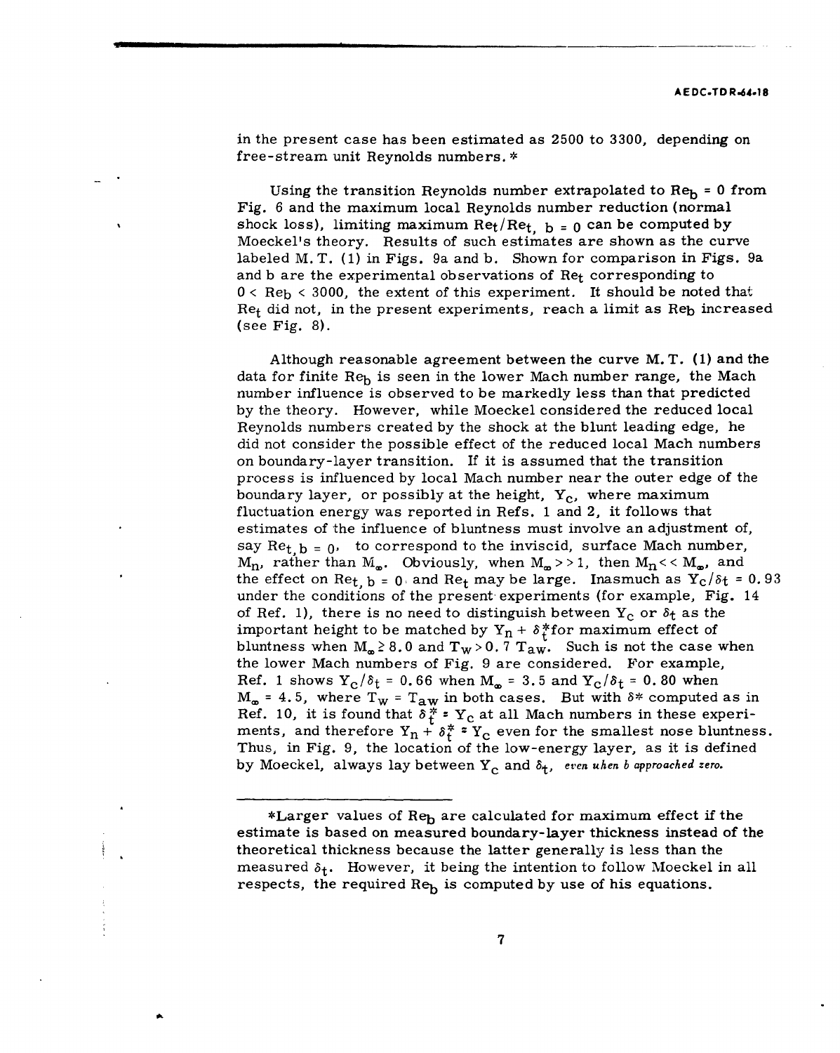in the present case has been estimated as 2500 to 3300, depending on free-stream unit Reynolds numbers.*

Using the transition Reynolds number extrapolated to $Re_b = 0$ from Fig. 6 and the maximum local Reynolds number reduction (normal shock loss), limiting maximum $Re_t/Re_{t,\,b=0}$ can be computed by Moeckel's theory. Results of such estimates are shown as the curve labeled M.T. (1) in Figs. 9a and b. Shown for comparison in Figs. 9a and b are the experimental observations of $Re_t$ corresponding to $0 < Re_b < 3000$, the extent of this experiment. It should be noted that $Re_t$ did not, in the present experiments, reach a limit as $Re_b$ increased (see Fig. 8).

Although reasonable agreement between the curve M.T. (1) and the data for finite $Re_b$ is seen in the lower Mach number range, the Mach number influence is observed to be markedly less than that predicted by the theory. However, while Moeckel considered the reduced local Reynolds numbers created by the shock at the blunt leading edge, he did not consider the possible effect of the reduced local Mach numbers on boundary-layer transition. If it is assumed that the transition process is influenced by local Mach number near the outer edge of the boundary layer, or possibly at the height, $Y_c$, where maximum fluctuation energy was reported in Refs. 1 and 2, it follows that estimates of the influence of bluntness must involve an adjustment of, say $Re_{t,\,b=0}$, to correspond to the inviscid, surface Mach number, $M_n$, rather than $M_\infty$. Obviously, when $M_\infty >> 1$, then $M_n << M_\infty$, and the effect on $Re_{t,\,b=0}$ and $Re_t$ may be large. Inasmuch as $Y_c/\delta_t = 0.93$ under the conditions of the present experiments (for example, Fig. 14 of Ref. 1), there is no need to distinguish between $Y_c$ or $\delta_t$ as the important height to be matched by $Y_n + \delta_t^*$ for maximum effect of bluntness when $M_\infty \geq 8.0$ and $T_w > 0.7\, T_{aw}$. Such is not the case when the lower Mach numbers of Fig. 9 are considered. For example, Ref. 1 shows $Y_c/\delta_t = 0.66$ when $M_\infty = 3.5$ and $Y_c/\delta_t = 0.80$ when $M_\infty = 4.5$, where $T_w = T_{aw}$ in both cases. But with $\delta^*$ computed as in Ref. 10, it is found that $\delta_t^* \approx Y_c$ at all Mach numbers in these experiments, and therefore $Y_n + \delta_t^* \approx Y_c$ even for the smallest nose bluntness. Thus, in Fig. 9, the location of the low-energy layer, as it is defined by Moeckel, always lay between $Y_c$ and $\delta_t$, *even when b approached zero.*

---

*Larger values of $Re_b$ are calculated for maximum effect if the estimate is based on measured boundary-layer thickness instead of the theoretical thickness because the latter generally is less than the measured $\delta_t$. However, it being the intention to follow Moeckel in all respects, the required $Re_b$ is computed by use of his equations.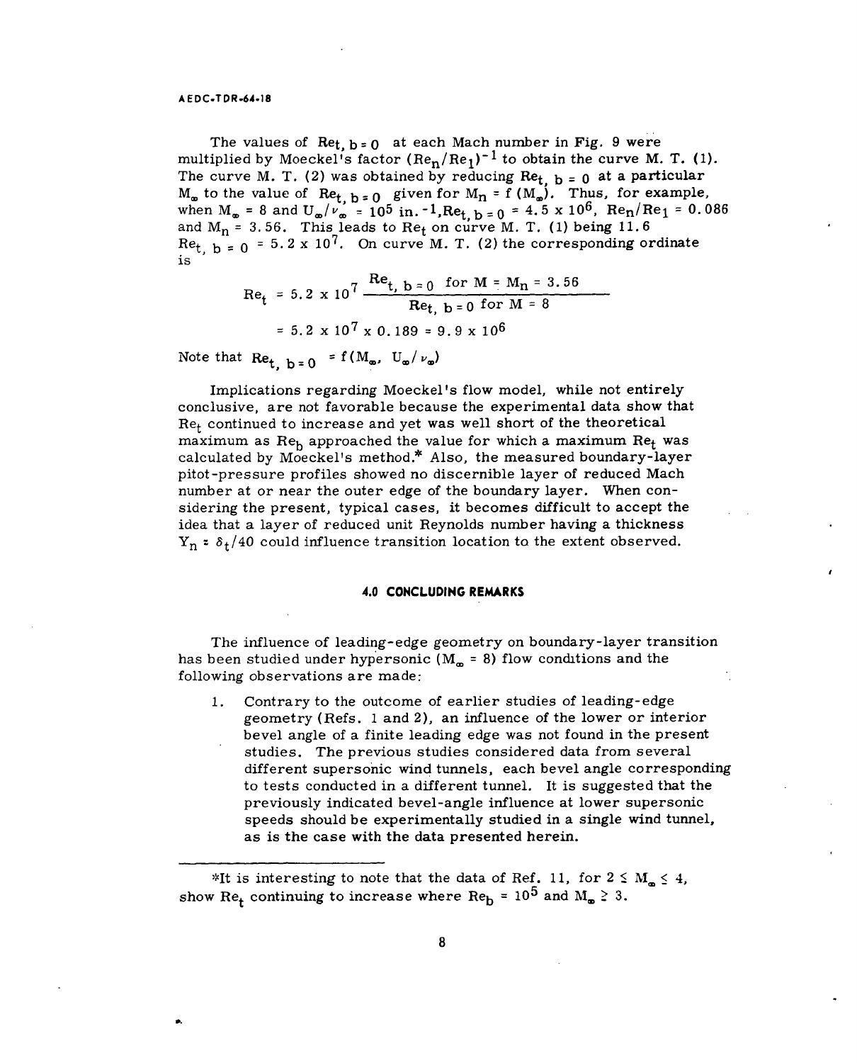The values of $Re_{t,\,b=0}$ at each Mach number in Fig. 9 were multiplied by Moeckel's factor $(Re_n/Re_1)^{-1}$ to obtain the curve M. T. (1). The curve M. T. (2) was obtained by reducing $Re_{t,\,b=0}$ at a particular $M_\infty$ to the value of $Re_{t,\,b=0}$ given for $M_n = f(M_\infty)$. Thus, for example, when $M_\infty = 8$ and $U_\infty/\nu_\infty = 10^5$ in.$^{-1}$, $Re_{t,\,b=0} = 4.5 \times 10^6$, $Re_n/Re_1 = 0.086$ and $M_n = 3.56$. This leads to $Re_t$ on curve M. T. (1) being 11.6 $Re_{t,\,b=0} = 5.2 \times 10^7$. On curve M. T. (2) the corresponding ordinate is

$$Re_t = 5.2 \times 10^7 \, \frac{Re_{t,\,b=0} \text{ for } M = M_n = 3.56}{Re_{t,\,b=0} \text{ for } M = 8}$$

$$= 5.2 \times 10^7 \times 0.189 = 9.9 \times 10^6$$

Note that $Re_{t,\,b=0} = f(M_\infty,\ U_\infty/\nu_\infty)$

Implications regarding Moeckel's flow model, while not entirely conclusive, are not favorable because the experimental data show that $Re_t$ continued to increase and yet was well short of the theoretical maximum as $Re_b$ approached the value for which a maximum $Re_t$ was calculated by Moeckel's method.* Also, the measured boundary-layer pitot-pressure profiles showed no discernible layer of reduced Mach number at or near the outer edge of the boundary layer. When considering the present, typical cases, it becomes difficult to accept the idea that a layer of reduced unit Reynolds number having a thickness $Y_n \approx \delta_t/40$ could influence transition location to the extent observed.

## 4.0 CONCLUDING REMARKS

The influence of leading-edge geometry on boundary-layer transition has been studied under hypersonic ($M_\infty = 8$) flow conditions and the following observations are made:

1. Contrary to the outcome of earlier studies of leading-edge geometry (Refs. 1 and 2), an influence of the lower or interior bevel angle of a finite leading edge was not found in the present studies. The previous studies considered data from several different supersonic wind tunnels, each bevel angle corresponding to tests conducted in a different tunnel. It is suggested that the previously indicated bevel-angle influence at lower supersonic speeds should be experimentally studied in a single wind tunnel, as is the case with the data presented herein.

---

*It is interesting to note that the data of Ref. 11, for $2 \leq M_\infty \leq 4$, show $Re_t$ continuing to increase where $Re_b = 10^5$ and $M_\infty \geq 3$.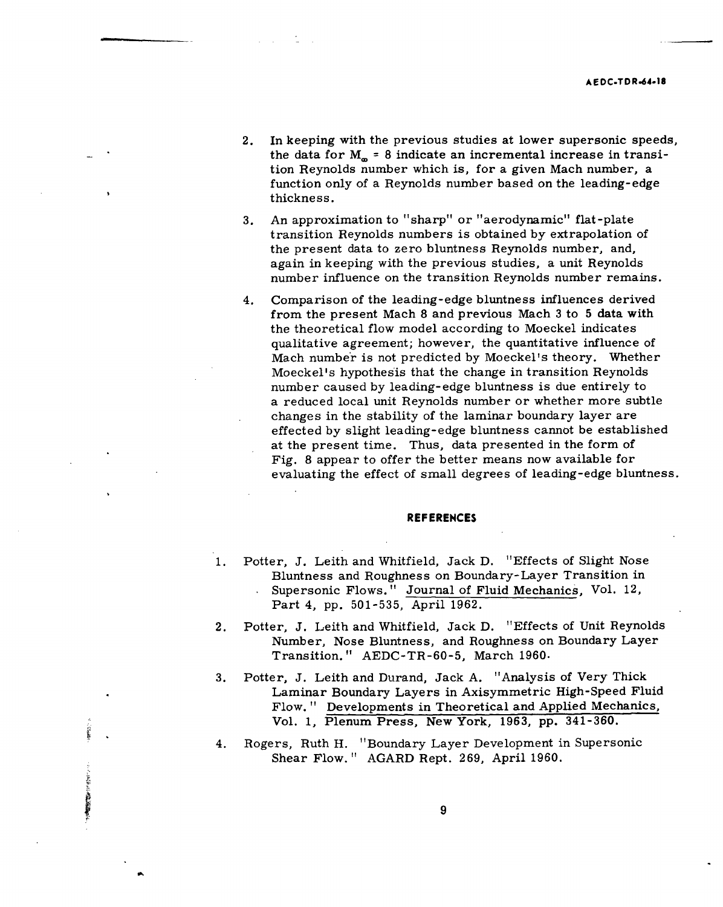2. In keeping with the previous studies at lower supersonic speeds, the data for $M_\infty = 8$ indicate an incremental increase in transition Reynolds number which is, for a given Mach number, a function only of a Reynolds number based on the leading-edge thickness.

3. An approximation to "sharp" or "aerodynamic" flat-plate transition Reynolds numbers is obtained by extrapolation of the present data to zero bluntness Reynolds number, and, again in keeping with the previous studies, a unit Reynolds number influence on the transition Reynolds number remains.

4. Comparison of the leading-edge bluntness influences derived from the present Mach 8 and previous Mach 3 to 5 data with the theoretical flow model according to Moeckel indicates qualitative agreement; however, the quantitative influence of Mach number is not predicted by Moeckel's theory. Whether Moeckel's hypothesis that the change in transition Reynolds number caused by leading-edge bluntness is due entirely to a reduced local unit Reynolds number or whether more subtle changes in the stability of the laminar boundary layer are effected by slight leading-edge bluntness cannot be established at the present time. Thus, data presented in the form of Fig. 8 appear to offer the better means now available for evaluating the effect of small degrees of leading-edge bluntness.

## REFERENCES

1. Potter, J. Leith and Whitfield, Jack D. "Effects of Slight Nose Bluntness and Roughness on Boundary-Layer Transition in Supersonic Flows." Journal of Fluid Mechanics, Vol. 12, Part 4, pp. 501-535, April 1962.

2. Potter, J. Leith and Whitfield, Jack D. "Effects of Unit Reynolds Number, Nose Bluntness, and Roughness on Boundary Layer Transition." AEDC-TR-60-5, March 1960.

3. Potter, J. Leith and Durand, Jack A. "Analysis of Very Thick Laminar Boundary Layers in Axisymmetric High-Speed Fluid Flow." Developments in Theoretical and Applied Mechanics, Vol. 1, Plenum Press, New York, 1963, pp. 341-360.

4. Rogers, Ruth H. "Boundary Layer Development in Supersonic Shear Flow." AGARD Rept. 269, April 1960.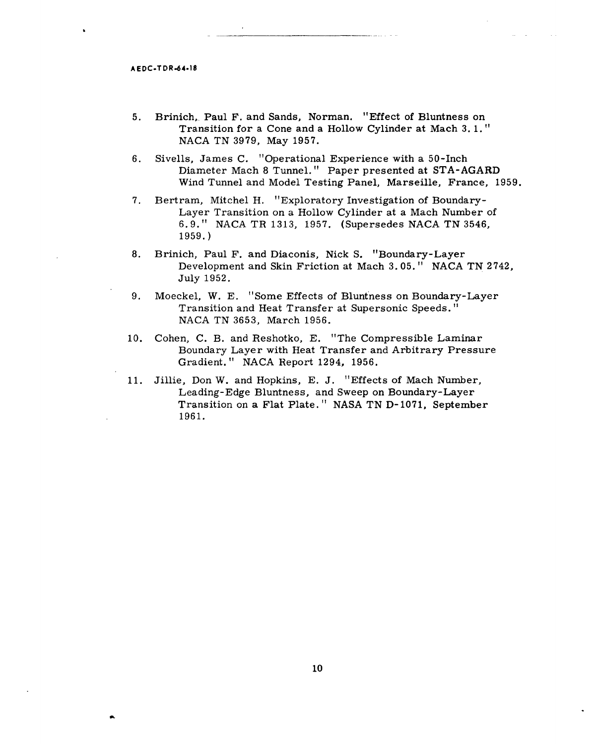5. Brinich, Paul F. and Sands, Norman. "Effect of Bluntness on Transition for a Cone and a Hollow Cylinder at Mach 3.1." NACA TN 3979, May 1957.

6. Sivells, James C. "Operational Experience with a 50-Inch Diameter Mach 8 Tunnel." Paper presented at STA-AGARD Wind Tunnel and Model Testing Panel, Marseille, France, 1959.

7. Bertram, Mitchel H. "Exploratory Investigation of Boundary-Layer Transition on a Hollow Cylinder at a Mach Number of 6.9." NACA TR 1313, 1957. (Supersedes NACA TN 3546, 1959.)

8. Brinich, Paul F. and Diaconis, Nick S. "Boundary-Layer Development and Skin Friction at Mach 3.05." NACA TN 2742, July 1952.

9. Moeckel, W. E. "Some Effects of Bluntness on Boundary-Layer Transition and Heat Transfer at Supersonic Speeds." NACA TN 3653, March 1956.

10. Cohen, C. B. and Reshotko, E. "The Compressible Laminar Boundary Layer with Heat Transfer and Arbitrary Pressure Gradient." NACA Report 1294, 1956.

11. Jillie, Don W. and Hopkins, E. J. "Effects of Mach Number, Leading-Edge Bluntness, and Sweep on Boundary-Layer Transition on a Flat Plate." NASA TN D-1071, September 1961.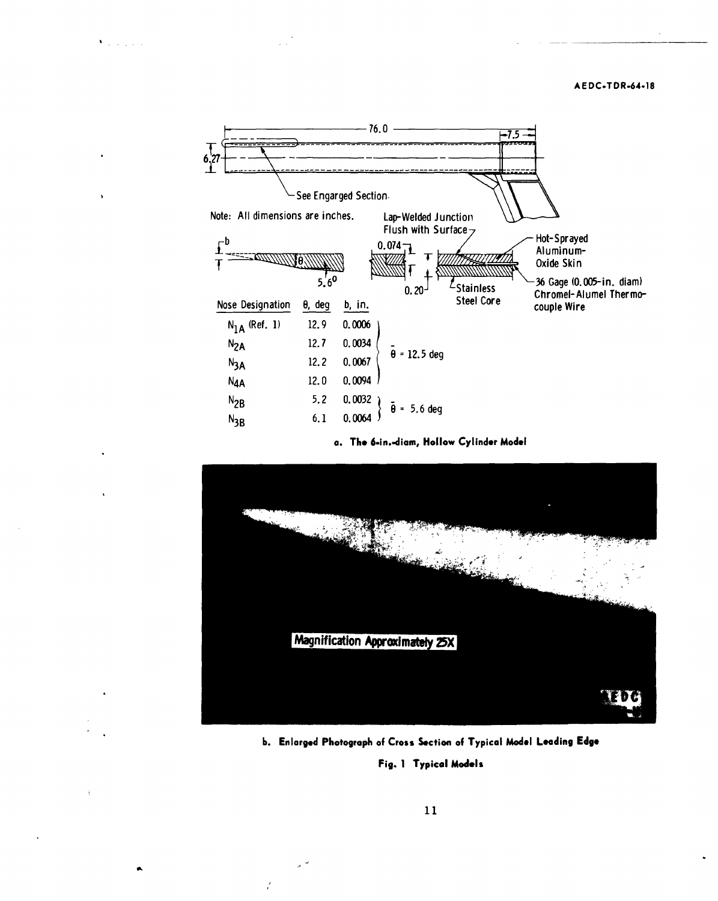76.0

7.5

6.27

See Engarged Section.

Note: All dimensions are inches.

Lap-Welded Junction Flush with Surface

Hot-Sprayed Aluminum-Oxide Skin

0.074

0.20

Stainless Steel Core

36 Gage (0.005-in. diam) Chromel-Alumel Thermocouple Wire

b

θ

5.6°

| Nose Designation | θ, deg | b, in. | |
|---|---|---|---|
| $N_{1A}$ (Ref. 1) | 12.9 | 0.0006 | $\bar{\theta}$ = 12.5 deg |
| $N_{2A}$ | 12.7 | 0.0034 | |
| $N_{3A}$ | 12.2 | 0.0067 | |
| $N_{4A}$ | 12.0 | 0.0094 | |
| $N_{2B}$ | 5.2 | 0.0032 | $\bar{\theta}$ = 5.6 deg |
| $N_{3B}$ | 6.1 | 0.0064 | |

**a. The 6-in.-diam, Hollow Cylinder Model**

Magnification Approximately 25X

**b. Enlarged Photograph of Cross Section of Typical Model Leading Edge**

**Fig. 1 Typical Models**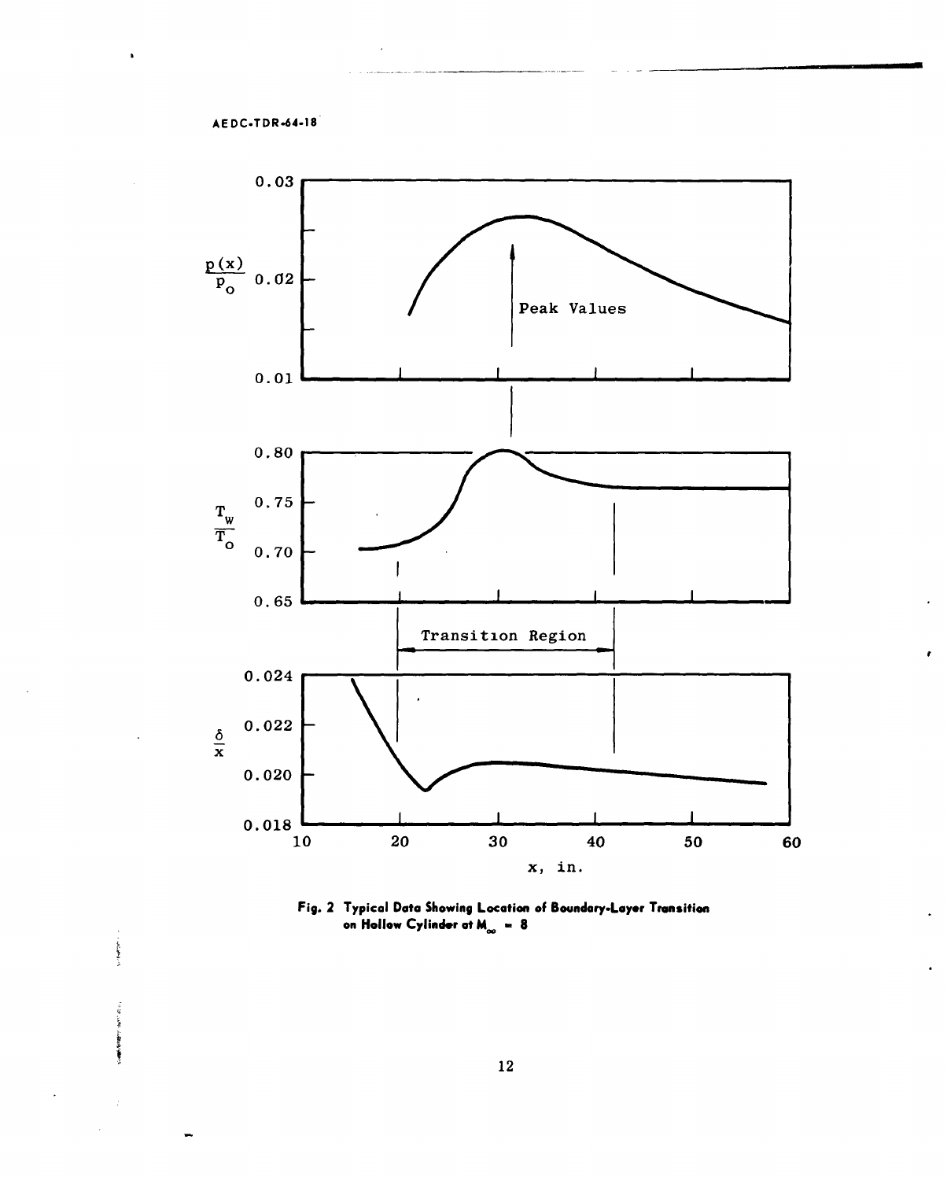Fig. 2 Typical Data Showing Location of Boundary-Layer Transition on Hollow Cylinder at $M_\infty = 8$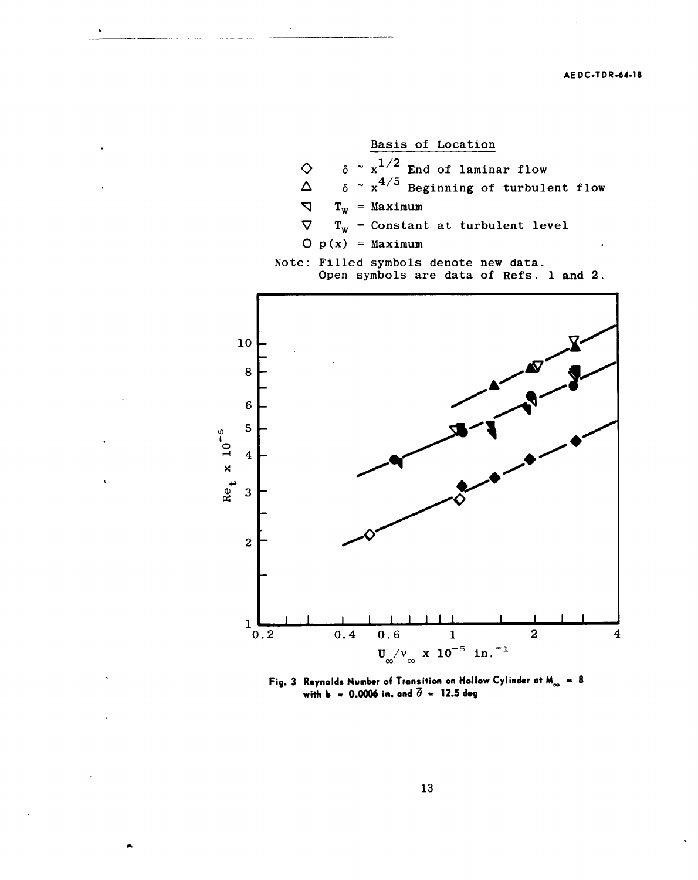Basis of Location

◇ $\delta \sim x^{1/2}$ End of laminar flow

△ $\delta \sim x^{4/5}$ Beginning of turbulent flow

◁ $T_w$ = Maximum

▽ $T_w$ = Constant at turbulent level

○ $p(x)$ = Maximum

Note: Filled symbols denote new data.
Open symbols are data of Refs. 1 and 2.

Fig. 3 Reynolds Number of Transition on Hollow Cylinder at $M_\infty = 8$ with b = 0.0006 in. and $\bar{\theta}$ = 12.5 deg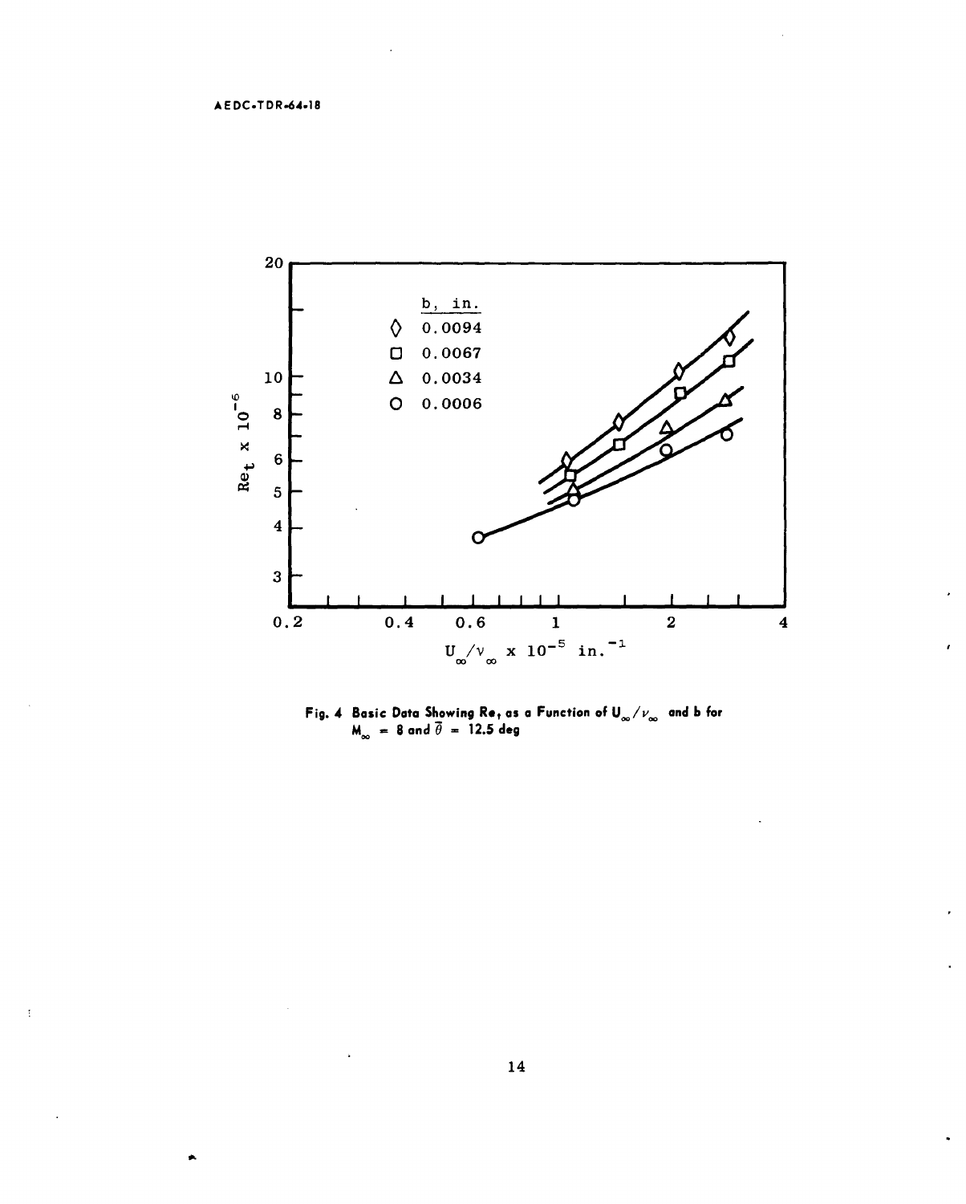Fig. 4 Basic Data Showing $Re_t$ as a Function of $U_\infty/\nu_\infty$ and b for $M_\infty = 8$ and $\bar{\theta} = 12.5$ deg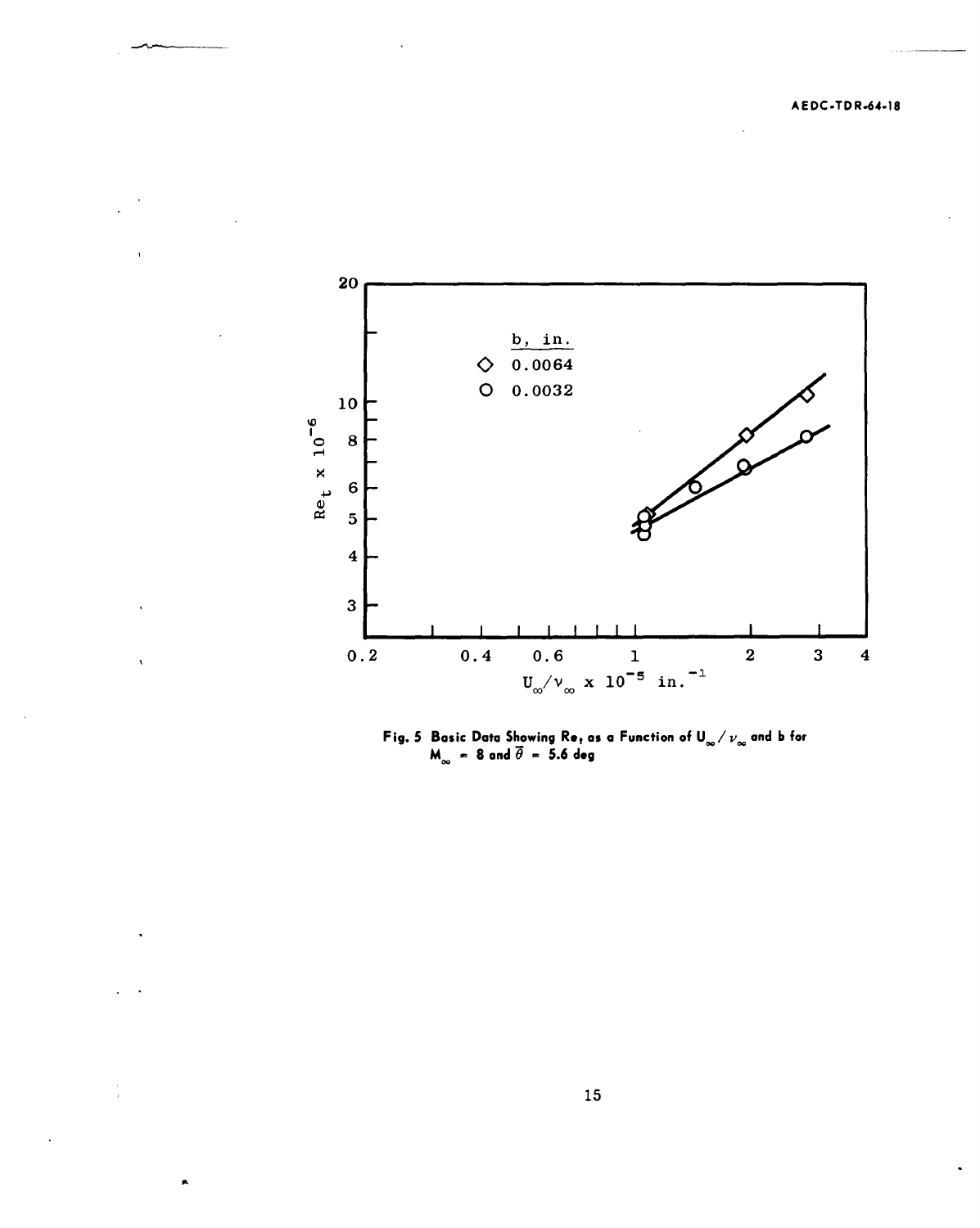Fig. 5 Basic Data Showing $Re_t$ as a Function of $U_\infty / \nu_\infty$ and b for $M_\infty = 8$ and $\bar{\theta} = 5.6$ deg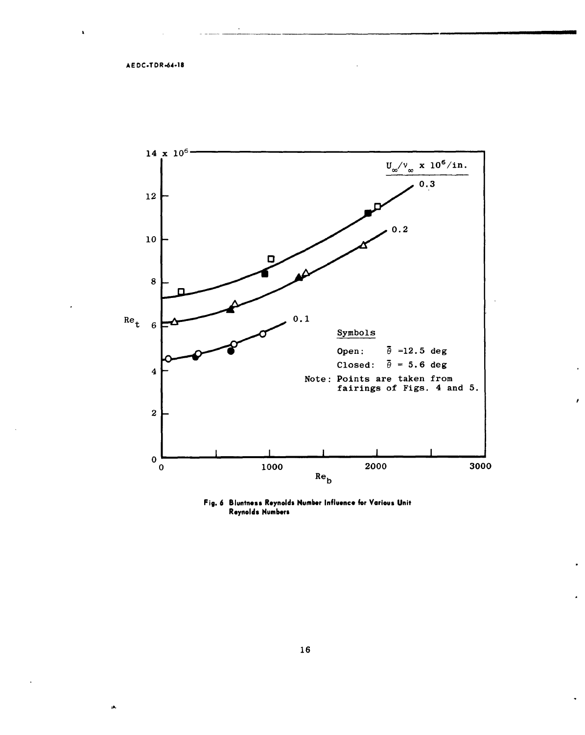$Re_t$ (×10⁶) vs. $Re_b$

$U_\infty / \nu_\infty \times 10^6$/in.: 0.3, 0.2, 0.1

Symbols

Open: $\bar{\theta}$ = 12.5 deg

Closed: $\bar{\theta}$ = 5.6 deg

Note: Points are taken from fairings of Figs. 4 and 5.

Fig. 6 Bluntness Reynolds Number Influence for Various Unit Reynolds Numbers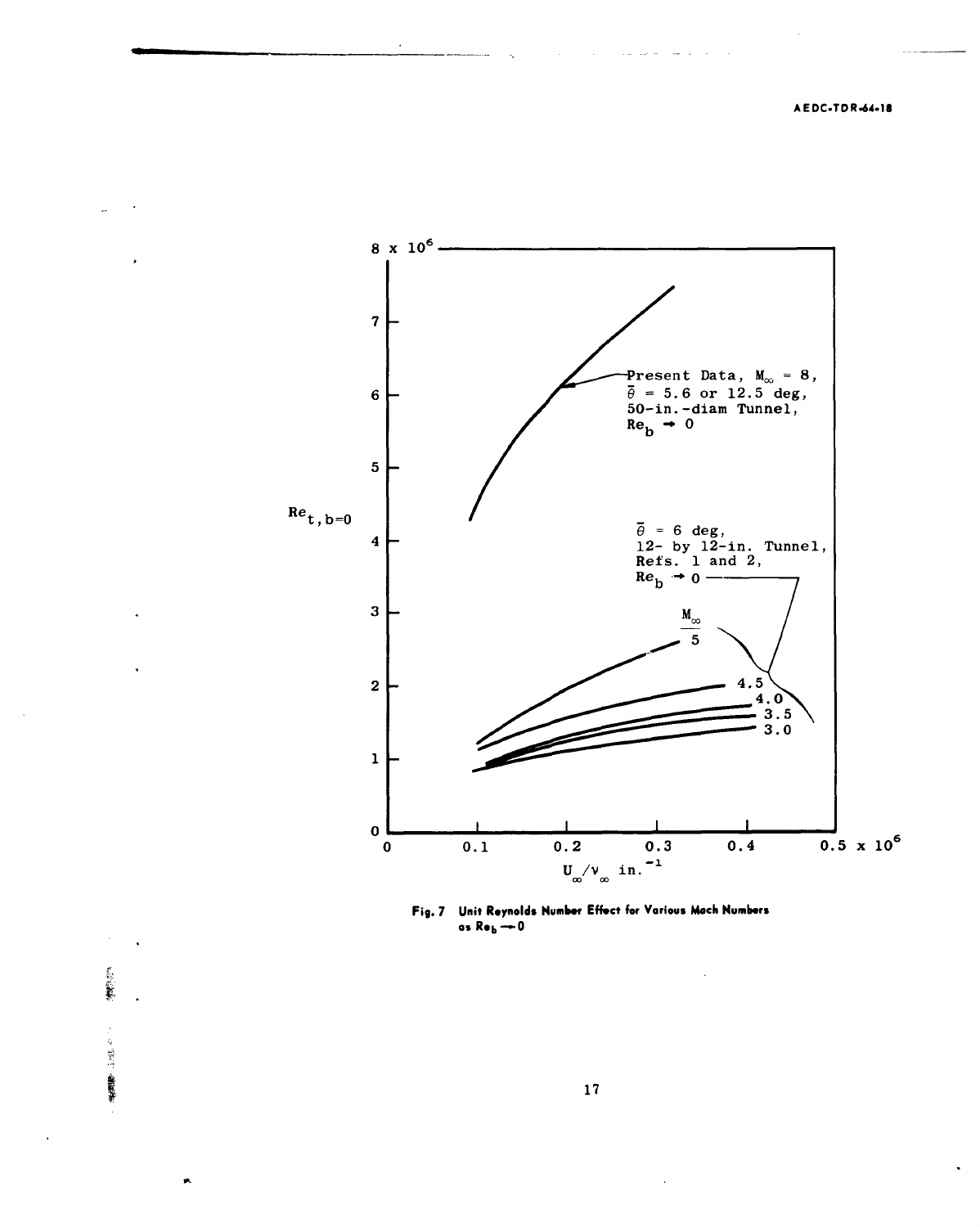Fig. 7 Unit Reynolds Number Effect for Various Mach Numbers as $Re_b \rightarrow 0$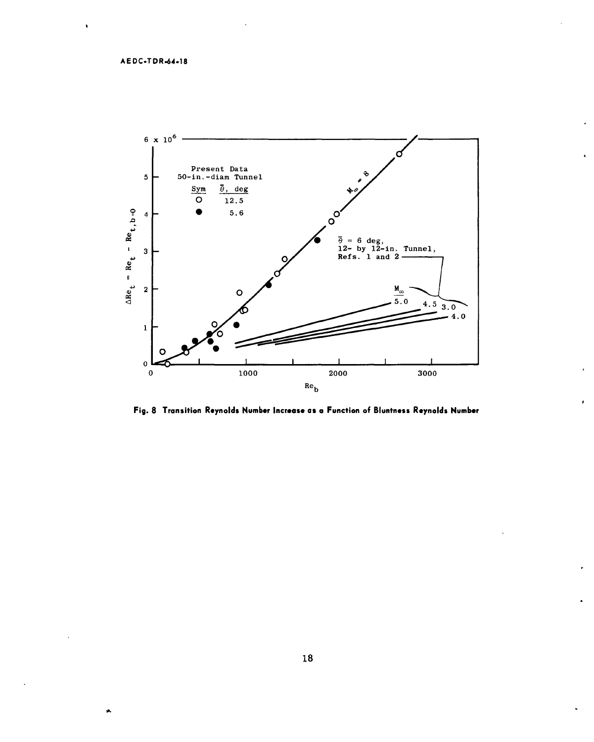Fig. 8 Transition Reynolds Number Increase as a Function of Bluntness Reynolds Number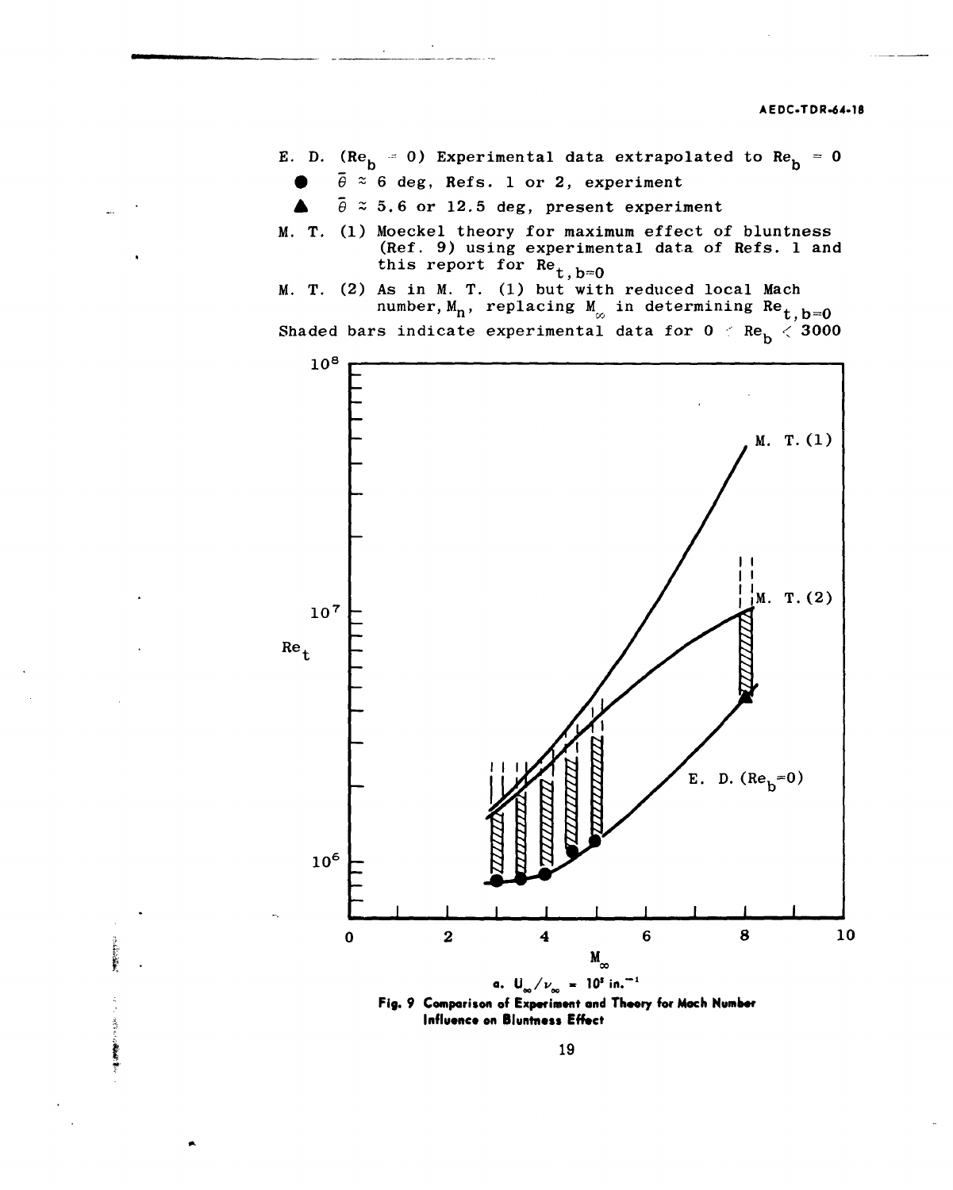E. D. ($Re_b = 0$) Experimental data extrapolated to $Re_b = 0$

● $\bar{\theta} \approx 6$ deg, Refs. 1 or 2, experiment

▲ $\bar{\theta} \approx 5.6$ or $12.5$ deg, present experiment

M. T. (1) Moeckel theory for maximum effect of bluntness (Ref. 9) using experimental data of Refs. 1 and this report for $Re_{t,b=0}$

M. T. (2) As in M. T. (1) but with reduced local Mach number, $M_n$, replacing $M_\infty$ in determining $Re_{t,b=0}$

Shaded bars indicate experimental data for $0 < Re_b < 3000$

a. $U_\infty/\nu_\infty = 10^5$ in.$^{-1}$

**Fig. 9 Comparison of Experiment and Theory for Mach Number Influence on Bluntness Effect**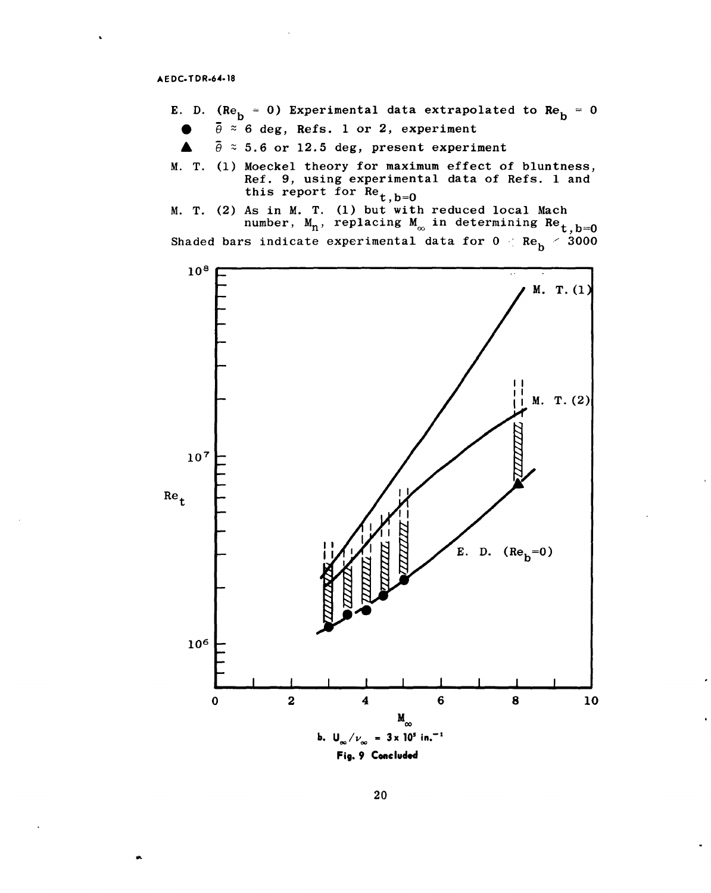E. D. ($Re_b = 0$) Experimental data extrapolated to $Re_b = 0$

● $\bar{\theta} \approx 6$ deg, Refs. 1 or 2, experiment

▲ $\bar{\theta} \approx 5.6$ or 12.5 deg, present experiment

M. T. (1) Moeckel theory for maximum effect of bluntness, Ref. 9, using experimental data of Refs. 1 and this report for $Re_{t,b=0}$

M. T. (2) As in M. T. (1) but with reduced local Mach number, $M_n$, replacing $M_\infty$ in determining $Re_{t,b=0}$

Shaded bars indicate experimental data for $0 < Re_b < 3000$

$10^8$

$10^7$

$10^6$

$Re_t$

M. T. (1)

M. T. (2)

E. D. ($Re_b$=0)

0 2 4 6 8 10

$M_\infty$

b. $U_\infty/\nu_\infty = 3 \times 10^5$ in.$^{-1}$

Fig. 9 Concluded